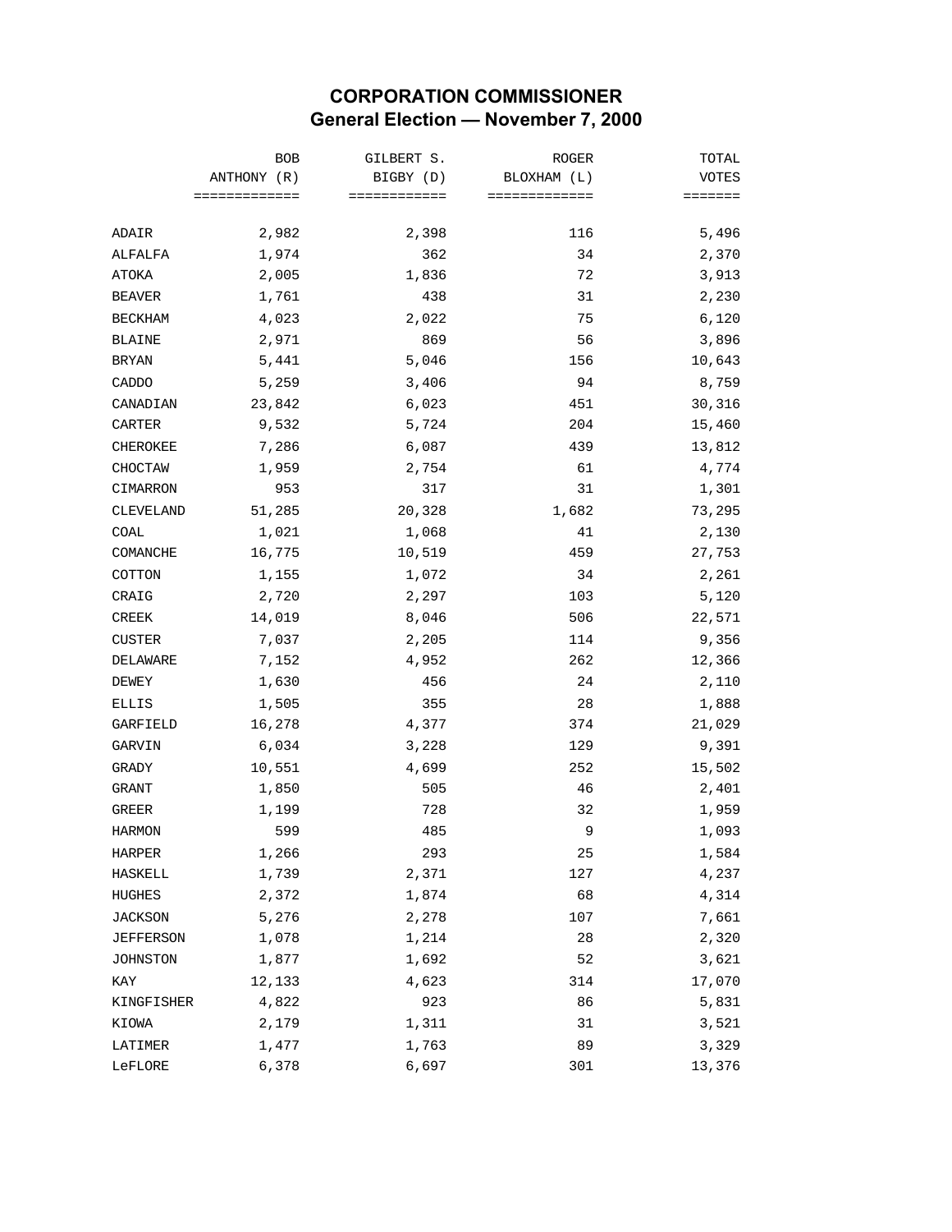# CORPORATION COMMISSIONER
## General Election — November 7, 2000

| | BOB ANTHONY (R) | GILBERT S. BIGBY (D) | ROGER BLOXHAM (L) | TOTAL VOTES |
|---|---|---|---|---|
| ADAIR | 2,982 | 2,398 | 116 | 5,496 |
| ALFALFA | 1,974 | 362 | 34 | 2,370 |
| ATOKA | 2,005 | 1,836 | 72 | 3,913 |
| BEAVER | 1,761 | 438 | 31 | 2,230 |
| BECKHAM | 4,023 | 2,022 | 75 | 6,120 |
| BLAINE | 2,971 | 869 | 56 | 3,896 |
| BRYAN | 5,441 | 5,046 | 156 | 10,643 |
| CADDO | 5,259 | 3,406 | 94 | 8,759 |
| CANADIAN | 23,842 | 6,023 | 451 | 30,316 |
| CARTER | 9,532 | 5,724 | 204 | 15,460 |
| CHEROKEE | 7,286 | 6,087 | 439 | 13,812 |
| CHOCTAW | 1,959 | 2,754 | 61 | 4,774 |
| CIMARRON | 953 | 317 | 31 | 1,301 |
| CLEVELAND | 51,285 | 20,328 | 1,682 | 73,295 |
| COAL | 1,021 | 1,068 | 41 | 2,130 |
| COMANCHE | 16,775 | 10,519 | 459 | 27,753 |
| COTTON | 1,155 | 1,072 | 34 | 2,261 |
| CRAIG | 2,720 | 2,297 | 103 | 5,120 |
| CREEK | 14,019 | 8,046 | 506 | 22,571 |
| CUSTER | 7,037 | 2,205 | 114 | 9,356 |
| DELAWARE | 7,152 | 4,952 | 262 | 12,366 |
| DEWEY | 1,630 | 456 | 24 | 2,110 |
| ELLIS | 1,505 | 355 | 28 | 1,888 |
| GARFIELD | 16,278 | 4,377 | 374 | 21,029 |
| GARVIN | 6,034 | 3,228 | 129 | 9,391 |
| GRADY | 10,551 | 4,699 | 252 | 15,502 |
| GRANT | 1,850 | 505 | 46 | 2,401 |
| GREER | 1,199 | 728 | 32 | 1,959 |
| HARMON | 599 | 485 | 9 | 1,093 |
| HARPER | 1,266 | 293 | 25 | 1,584 |
| HASKELL | 1,739 | 2,371 | 127 | 4,237 |
| HUGHES | 2,372 | 1,874 | 68 | 4,314 |
| JACKSON | 5,276 | 2,278 | 107 | 7,661 |
| JEFFERSON | 1,078 | 1,214 | 28 | 2,320 |
| JOHNSTON | 1,877 | 1,692 | 52 | 3,621 |
| KAY | 12,133 | 4,623 | 314 | 17,070 |
| KINGFISHER | 4,822 | 923 | 86 | 5,831 |
| KIOWA | 2,179 | 1,311 | 31 | 3,521 |
| LATIMER | 1,477 | 1,763 | 89 | 3,329 |
| LeFLORE | 6,378 | 6,697 | 301 | 13,376 |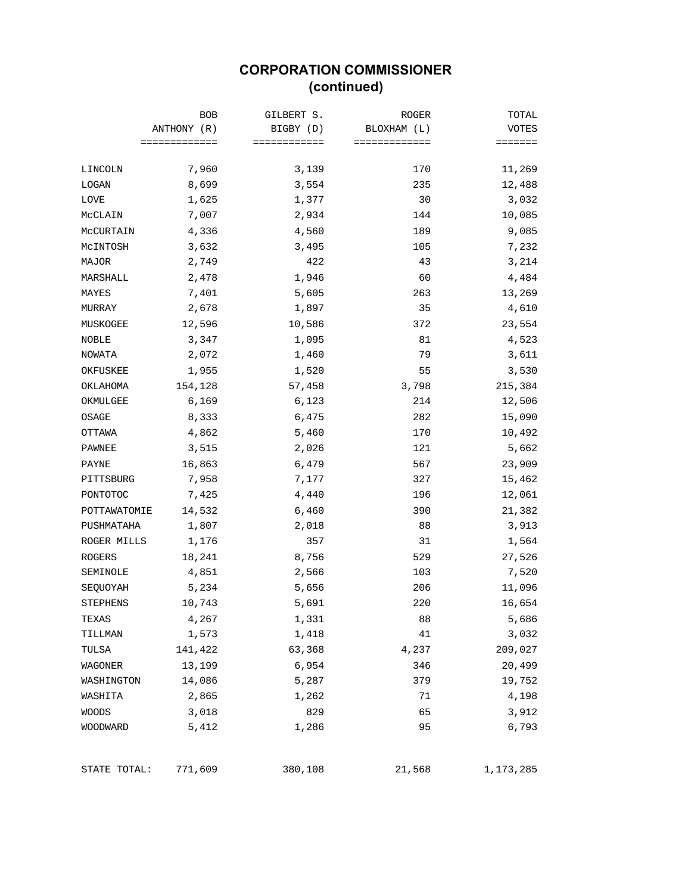# CORPORATION COMMISSIONER
## (continued)

| | BOB ANTHONY (R) | GILBERT S. BIGBY (D) | ROGER BLOXHAM (L) | TOTAL VOTES |
|---|---|---|---|---|
| LINCOLN | 7,960 | 3,139 | 170 | 11,269 |
| LOGAN | 8,699 | 3,554 | 235 | 12,488 |
| LOVE | 1,625 | 1,377 | 30 | 3,032 |
| McCLAIN | 7,007 | 2,934 | 144 | 10,085 |
| McCURTAIN | 4,336 | 4,560 | 189 | 9,085 |
| McINTOSH | 3,632 | 3,495 | 105 | 7,232 |
| MAJOR | 2,749 | 422 | 43 | 3,214 |
| MARSHALL | 2,478 | 1,946 | 60 | 4,484 |
| MAYES | 7,401 | 5,605 | 263 | 13,269 |
| MURRAY | 2,678 | 1,897 | 35 | 4,610 |
| MUSKOGEE | 12,596 | 10,586 | 372 | 23,554 |
| NOBLE | 3,347 | 1,095 | 81 | 4,523 |
| NOWATA | 2,072 | 1,460 | 79 | 3,611 |
| OKFUSKEE | 1,955 | 1,520 | 55 | 3,530 |
| OKLAHOMA | 154,128 | 57,458 | 3,798 | 215,384 |
| OKMULGEE | 6,169 | 6,123 | 214 | 12,506 |
| OSAGE | 8,333 | 6,475 | 282 | 15,090 |
| OTTAWA | 4,862 | 5,460 | 170 | 10,492 |
| PAWNEE | 3,515 | 2,026 | 121 | 5,662 |
| PAYNE | 16,863 | 6,479 | 567 | 23,909 |
| PITTSBURG | 7,958 | 7,177 | 327 | 15,462 |
| PONTOTOC | 7,425 | 4,440 | 196 | 12,061 |
| POTTAWATOMIE | 14,532 | 6,460 | 390 | 21,382 |
| PUSHMATAHA | 1,807 | 2,018 | 88 | 3,913 |
| ROGER MILLS | 1,176 | 357 | 31 | 1,564 |
| ROGERS | 18,241 | 8,756 | 529 | 27,526 |
| SEMINOLE | 4,851 | 2,566 | 103 | 7,520 |
| SEQUOYAH | 5,234 | 5,656 | 206 | 11,096 |
| STEPHENS | 10,743 | 5,691 | 220 | 16,654 |
| TEXAS | 4,267 | 1,331 | 88 | 5,686 |
| TILLMAN | 1,573 | 1,418 | 41 | 3,032 |
| TULSA | 141,422 | 63,368 | 4,237 | 209,027 |
| WAGONER | 13,199 | 6,954 | 346 | 20,499 |
| WASHINGTON | 14,086 | 5,287 | 379 | 19,752 |
| WASHITA | 2,865 | 1,262 | 71 | 4,198 |
| WOODS | 3,018 | 829 | 65 | 3,912 |
| WOODWARD | 5,412 | 1,286 | 95 | 6,793 |
| STATE TOTAL: | 771,609 | 380,108 | 21,568 | 1,173,285 |